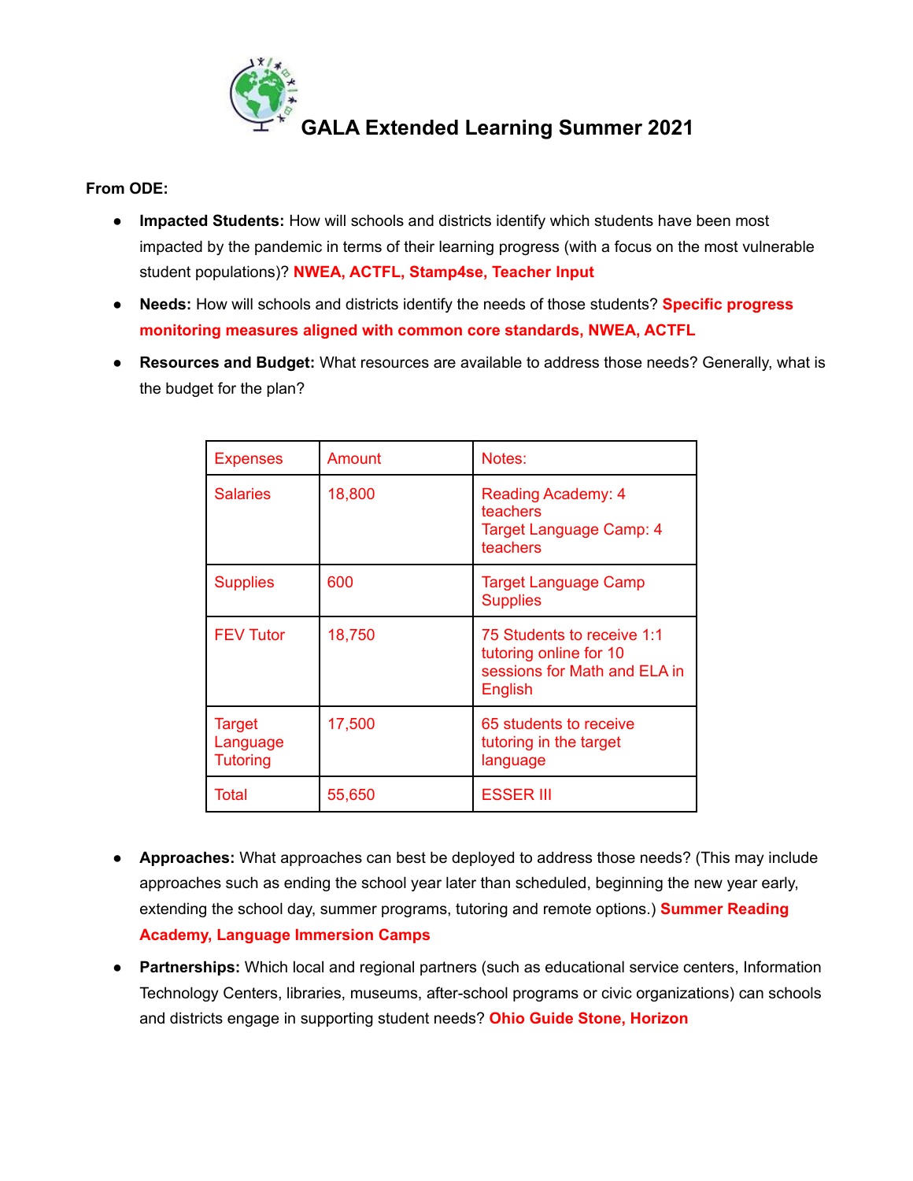# GALA Extended Learning Summer 2021

**From ODE:**

- **Impacted Students:** How will schools and districts identify which students have been most impacted by the pandemic in terms of their learning progress (with a focus on the most vulnerable student populations)? **NWEA, ACTFL, Stamp4se, Teacher Input**
- **Needs:** How will schools and districts identify the needs of those students? **Specific progress monitoring measures aligned with common core standards, NWEA, ACTFL**
- **Resources and Budget:** What resources are available to address those needs? Generally, what is the budget for the plan?

| Expenses | Amount | Notes: |
|---|---|---|
| Salaries | 18,800 | Reading Academy: 4 teachers<br>Target Language Camp: 4 teachers |
| Supplies | 600 | Target Language Camp Supplies |
| FEV Tutor | 18,750 | 75 Students to receive 1:1 tutoring online for 10 sessions for Math and ELA in English |
| Target Language Tutoring | 17,500 | 65 students to receive tutoring in the target language |
| Total | 55,650 | ESSER III |

- **Approaches:** What approaches can best be deployed to address those needs? (This may include approaches such as ending the school year later than scheduled, beginning the new year early, extending the school day, summer programs, tutoring and remote options.) **Summer Reading Academy, Language Immersion Camps**
- **Partnerships:** Which local and regional partners (such as educational service centers, Information Technology Centers, libraries, museums, after-school programs or civic organizations) can schools and districts engage in supporting student needs? **Ohio Guide Stone, Horizon**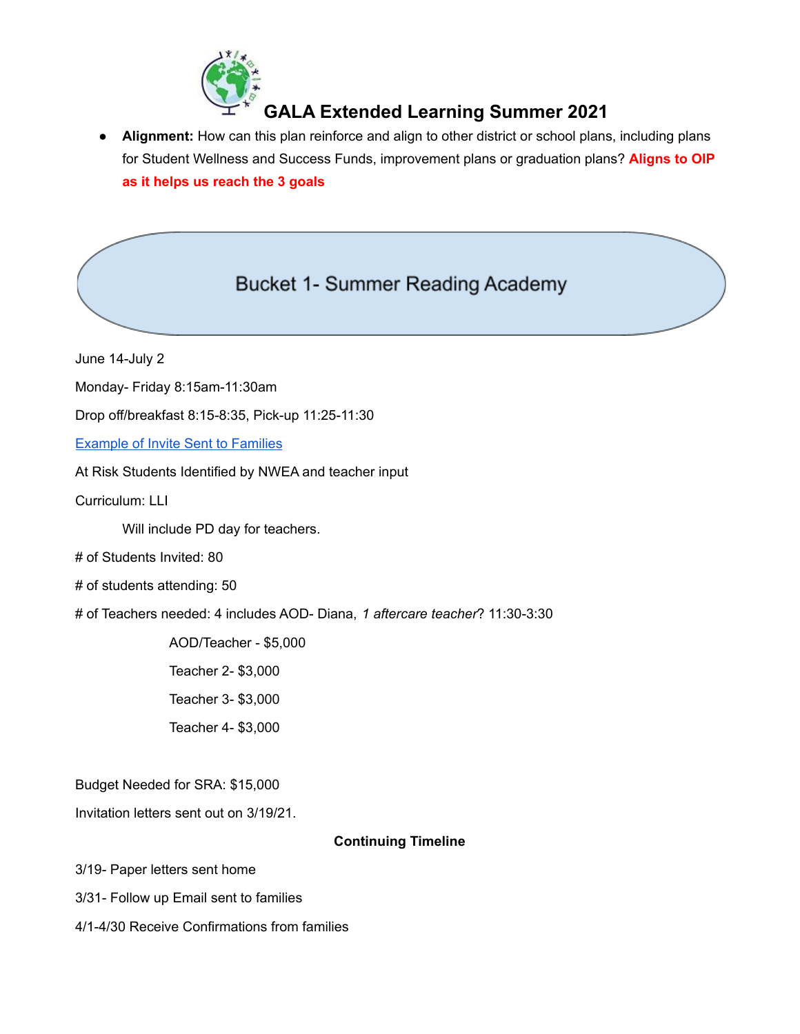# GALA Extended Learning Summer 2021

- **Alignment:** How can this plan reinforce and align to other district or school plans, including plans for Student Wellness and Success Funds, improvement plans or graduation plans? **Aligns to OIP as it helps us reach the 3 goals**

## Bucket 1- Summer Reading Academy

June 14-July 2

Monday- Friday 8:15am-11:30am

Drop off/breakfast 8:15-8:35, Pick-up 11:25-11:30

Example of Invite Sent to Families

At Risk Students Identified by NWEA and teacher input

Curriculum: LLI

Will include PD day for teachers.

# of Students Invited: 80

# of students attending: 50

# of Teachers needed: 4 includes AOD- Diana, *1 aftercare teacher*? 11:30-3:30

AOD/Teacher - $5,000

Teacher 2- $3,000

Teacher 3- $3,000

Teacher 4- $3,000

Budget Needed for SRA: $15,000

Invitation letters sent out on 3/19/21.

**Continuing Timeline**

3/19- Paper letters sent home

3/31- Follow up Email sent to families

4/1-4/30 Receive Confirmations from families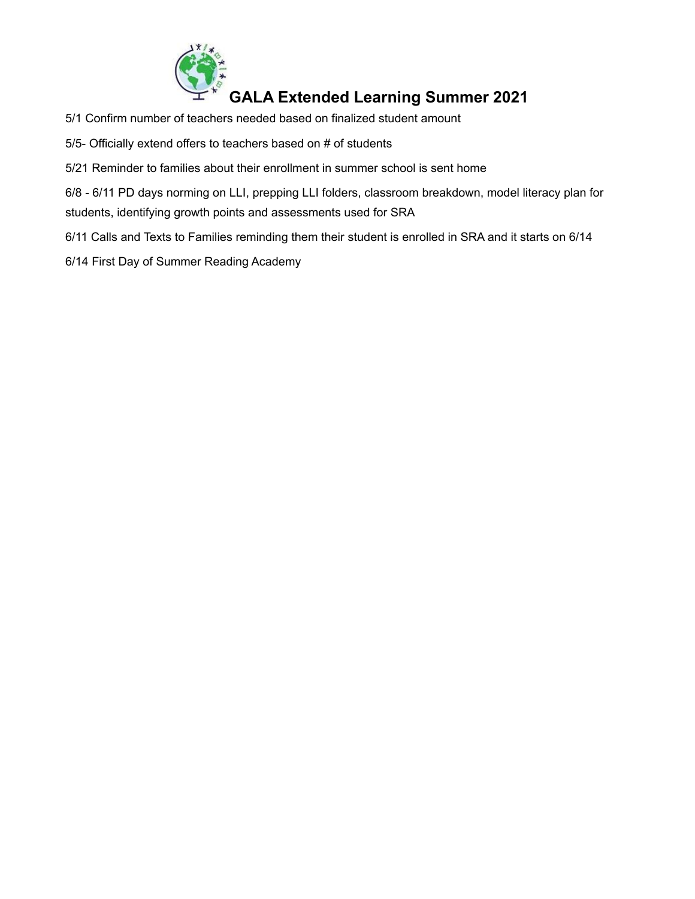# GALA Extended Learning Summer 2021

5/1 Confirm number of teachers needed based on finalized student amount

5/5- Officially extend offers to teachers based on # of students

5/21 Reminder to families about their enrollment in summer school is sent home

6/8 - 6/11 PD days norming on LLI, prepping LLI folders, classroom breakdown, model literacy plan for students, identifying growth points and assessments used for SRA

6/11 Calls and Texts to Families reminding them their student is enrolled in SRA and it starts on 6/14

6/14 First Day of Summer Reading Academy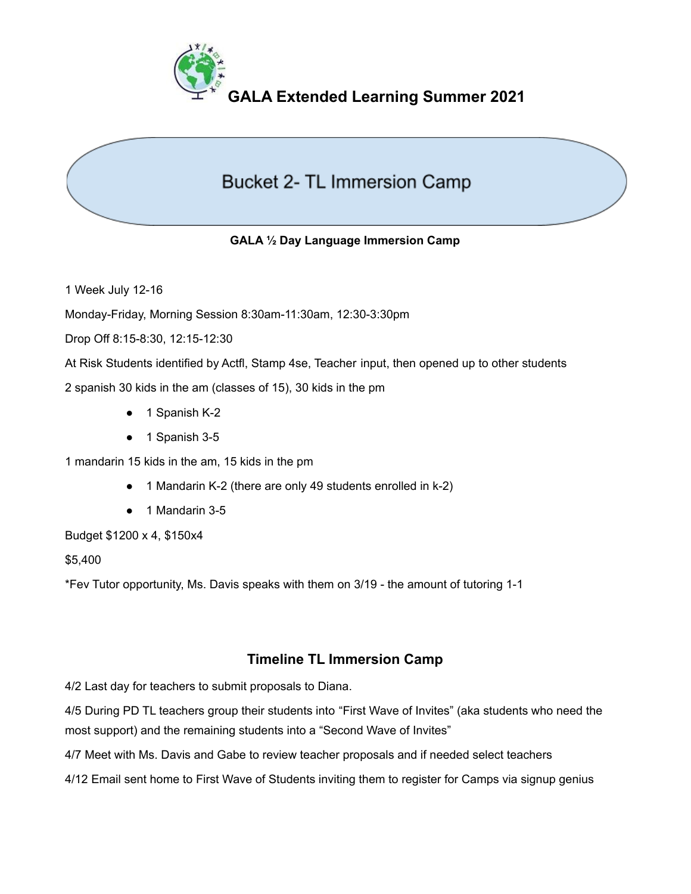# GALA Extended Learning Summer 2021

## Bucket 2- TL Immersion Camp

**GALA ½ Day Language Immersion Camp**

1 Week July 12-16

Monday-Friday, Morning Session 8:30am-11:30am, 12:30-3:30pm

Drop Off 8:15-8:30, 12:15-12:30

At Risk Students identified by Actfl, Stamp 4se, Teacher input, then opened up to other students

2 spanish 30 kids in the am (classes of 15), 30 kids in the pm

- 1 Spanish K-2
- 1 Spanish 3-5

1 mandarin 15 kids in the am, 15 kids in the pm

- 1 Mandarin K-2 (there are only 49 students enrolled in k-2)
- 1 Mandarin 3-5

Budget $1200 x 4, $150x4

$5,400

*Fev Tutor opportunity, Ms. Davis speaks with them on 3/19 - the amount of tutoring 1-1

## Timeline TL Immersion Camp

4/2 Last day for teachers to submit proposals to Diana.

4/5 During PD TL teachers group their students into "First Wave of Invites" (aka students who need the most support) and the remaining students into a "Second Wave of Invites"

4/7 Meet with Ms. Davis and Gabe to review teacher proposals and if needed select teachers

4/12 Email sent home to First Wave of Students inviting them to register for Camps via signup genius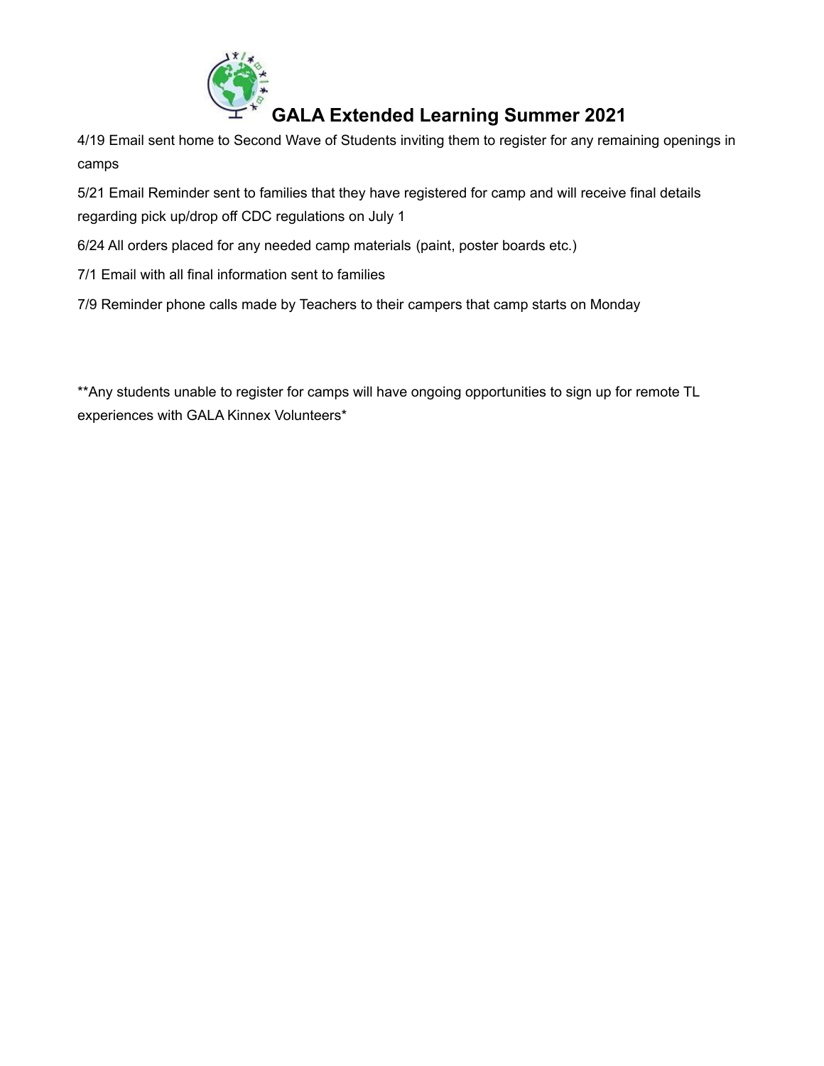# GALA Extended Learning Summer 2021

4/19 Email sent home to Second Wave of Students inviting them to register for any remaining openings in camps

5/21 Email Reminder sent to families that they have registered for camp and will receive final details regarding pick up/drop off CDC regulations on July 1

6/24 All orders placed for any needed camp materials (paint, poster boards etc.)

7/1 Email with all final information sent to families

7/9 Reminder phone calls made by Teachers to their campers that camp starts on Monday

**Any students unable to register for camps will have ongoing opportunities to sign up for remote TL experiences with GALA Kinnex Volunteers*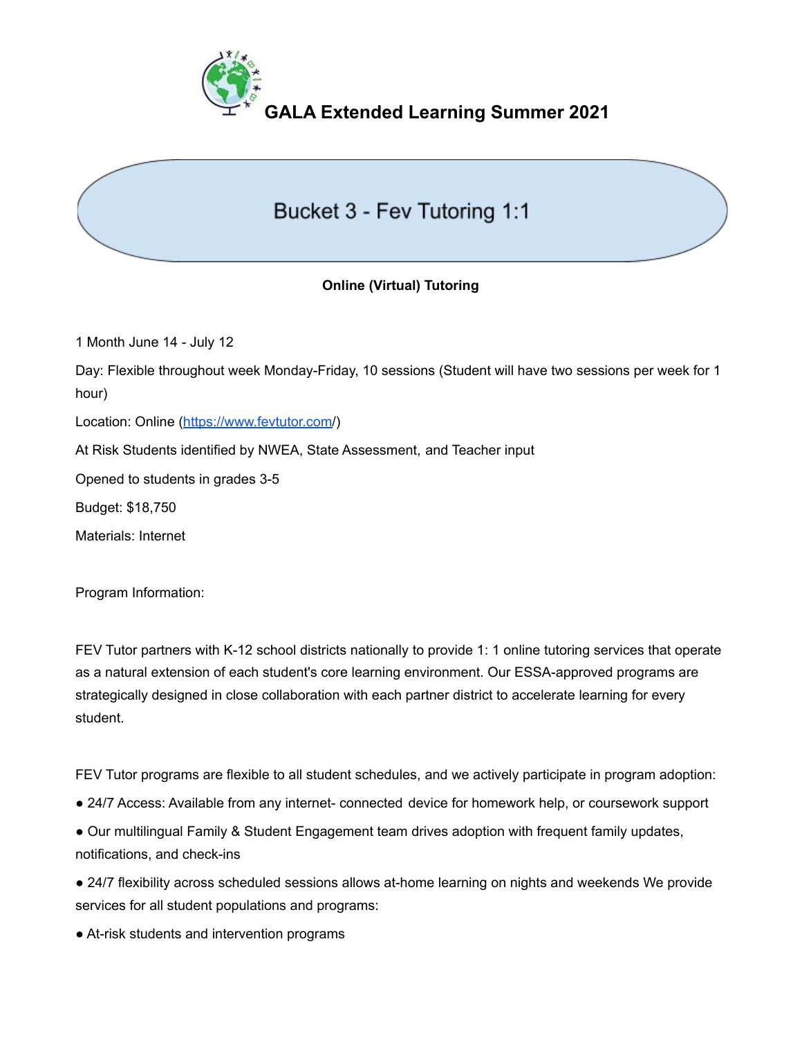# GALA Extended Learning Summer 2021

## Bucket 3 - Fev Tutoring 1:1

**Online (Virtual) Tutoring**

1 Month June 14 - July 12

Day: Flexible throughout week Monday-Friday, 10 sessions (Student will have two sessions per week for 1 hour)

Location: Online (https://www.fevtutor.com/)

At Risk Students identified by NWEA, State Assessment, and Teacher input

Opened to students in grades 3-5

Budget: $18,750

Materials: Internet

Program Information:

FEV Tutor partners with K-12 school districts nationally to provide 1: 1 online tutoring services that operate as a natural extension of each student's core learning environment. Our ESSA-approved programs are strategically designed in close collaboration with each partner district to accelerate learning for every student.

FEV Tutor programs are flexible to all student schedules, and we actively participate in program adoption:

- 24/7 Access: Available from any internet- connected device for homework help, or coursework support
- Our multilingual Family & Student Engagement team drives adoption with frequent family updates, notifications, and check-ins
- 24/7 flexibility across scheduled sessions allows at-home learning on nights and weekends We provide services for all student populations and programs:
- At-risk students and intervention programs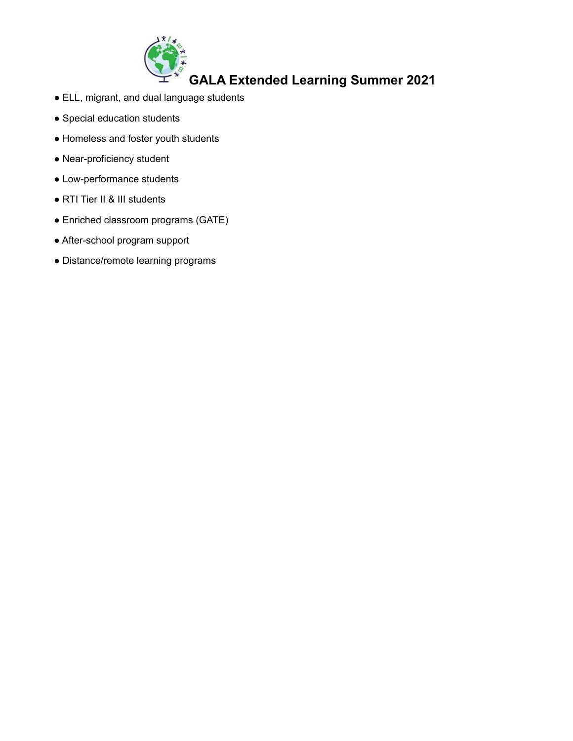# GALA Extended Learning Summer 2021

- ELL, migrant, and dual language students
- Special education students
- Homeless and foster youth students
- Near-proficiency student
- Low-performance students
- RTI Tier II & III students
- Enriched classroom programs (GATE)
- After-school program support
- Distance/remote learning programs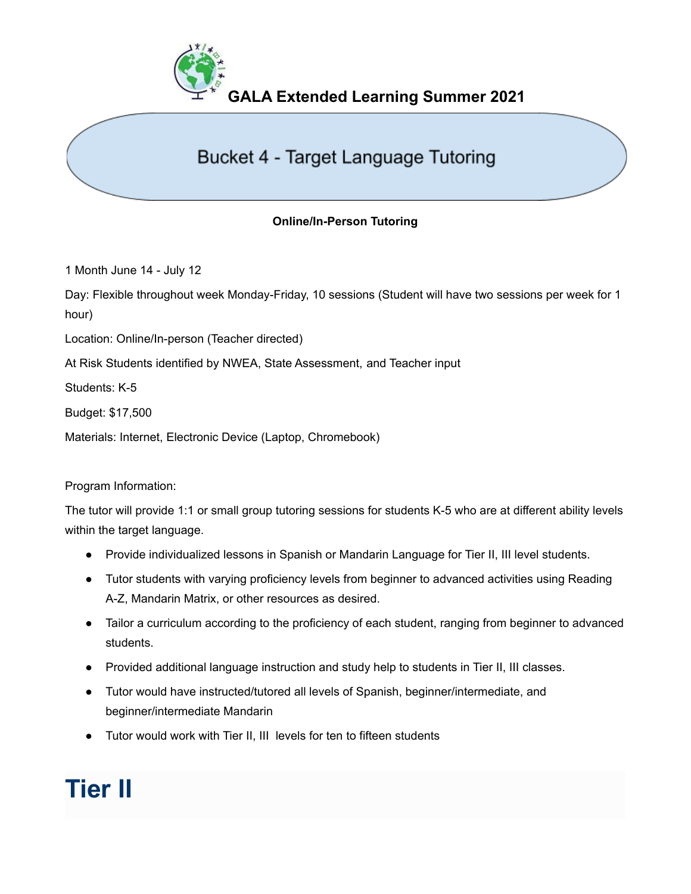# GALA Extended Learning Summer 2021

## Bucket 4 - Target Language Tutoring

**Online/In-Person Tutoring**

1 Month June 14 - July 12

Day: Flexible throughout week Monday-Friday, 10 sessions (Student will have two sessions per week for 1 hour)

Location: Online/In-person (Teacher directed)

At Risk Students identified by NWEA, State Assessment, and Teacher input

Students: K-5

Budget: $17,500

Materials: Internet, Electronic Device (Laptop, Chromebook)

Program Information:

The tutor will provide 1:1 or small group tutoring sessions for students K-5 who are at different ability levels within the target language.

- Provide individualized lessons in Spanish or Mandarin Language for Tier II, III level students.
- Tutor students with varying proficiency levels from beginner to advanced activities using Reading A-Z, Mandarin Matrix, or other resources as desired.
- Tailor a curriculum according to the proficiency of each student, ranging from beginner to advanced students.
- Provided additional language instruction and study help to students in Tier II, III classes.
- Tutor would have instructed/tutored all levels of Spanish, beginner/intermediate, and beginner/intermediate Mandarin
- Tutor would work with Tier II, III levels for ten to fifteen students

# Tier II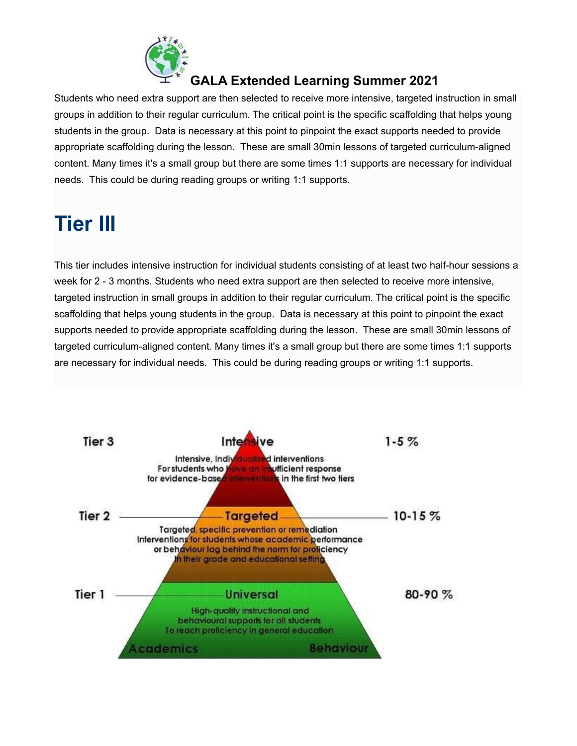# GALA Extended Learning Summer 2021

Students who need extra support are then selected to receive more intensive, targeted instruction in small groups in addition to their regular curriculum. The critical point is the specific scaffolding that helps young students in the group. Data is necessary at this point to pinpoint the exact supports needed to provide appropriate scaffolding during the lesson. These are small 30min lessons of targeted curriculum-aligned content. Many times it's a small group but there are some times 1:1 supports are necessary for individual needs. This could be during reading groups or writing 1:1 supports.

## Tier III

This tier includes intensive instruction for individual students consisting of at least two half-hour sessions a week for 2 - 3 months. Students who need extra support are then selected to receive more intensive, targeted instruction in small groups in addition to their regular curriculum. The critical point is the specific scaffolding that helps young students in the group. Data is necessary at this point to pinpoint the exact supports needed to provide appropriate scaffolding during the lesson. These are small 30min lessons of targeted curriculum-aligned content. Many times it's a small group but there are some times 1:1 supports are necessary for individual needs. This could be during reading groups or writing 1:1 supports.

Tier 3
Intensive
Intensive, Individualized interventions
For students who have an insufficient response for evidence-based interventions in the first two tiers
1-5 %

Tier 2
Targeted
Targeted, specific prevention or remediation
Interventions for students whose academic performance or behaviour lag behind the norm for proficiency in their grade and educational setting
10-15 %

Tier 1
Universal
High-quality instructional and behavioural supports for all students
To reach proficiency in general education
80-90 %

Academics
Behaviour